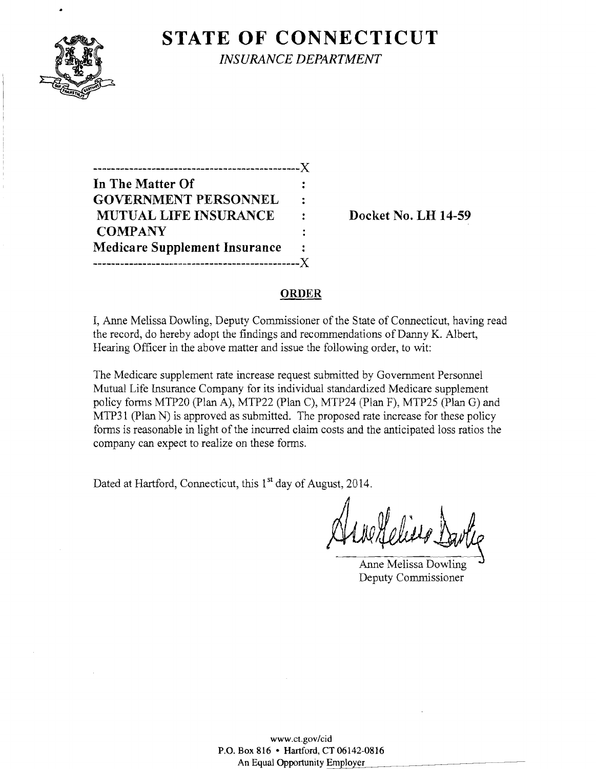# STATE OF CONNECTICUT

*INSURANCE DEPARTMENT*

---------------------------------------------X

| | | |
|---|---|---|
| **In The Matter Of** | : | |
| **GOVERNMENT PERSONNEL** | : | |
| **MUTUAL LIFE INSURANCE** | : | **Docket No. LH 14-59** |
| **COMPANY** | : | |
| **Medicare Supplement Insurance** | : | |

---------------------------------------------X

## ORDER

I, Anne Melissa Dowling, Deputy Commissioner of the State of Connecticut, having read the record, do hereby adopt the findings and recommendations of Danny K. Albert, Hearing Officer in the above matter and issue the following order, to wit:

The Medicare supplement rate increase request submitted by Government Personnel Mutual Life Insurance Company for its individual standardized Medicare supplement policy forms MTP20 (Plan A), MTP22 (Plan C), MTP24 (Plan F), MTP25 (Plan G) and MTP31 (Plan N) is approved as submitted. The proposed rate increase for these policy forms is reasonable in light of the incurred claim costs and the anticipated loss ratios the company can expect to realize on these forms.

Dated at Hartford, Connecticut, this 1st day of August, 2014.

Anne Melissa Dowling
Deputy Commissioner

www.ct.gov/cid
P.O. Box 816 • Hartford, CT 06142-0816
An Equal Opportunity Employer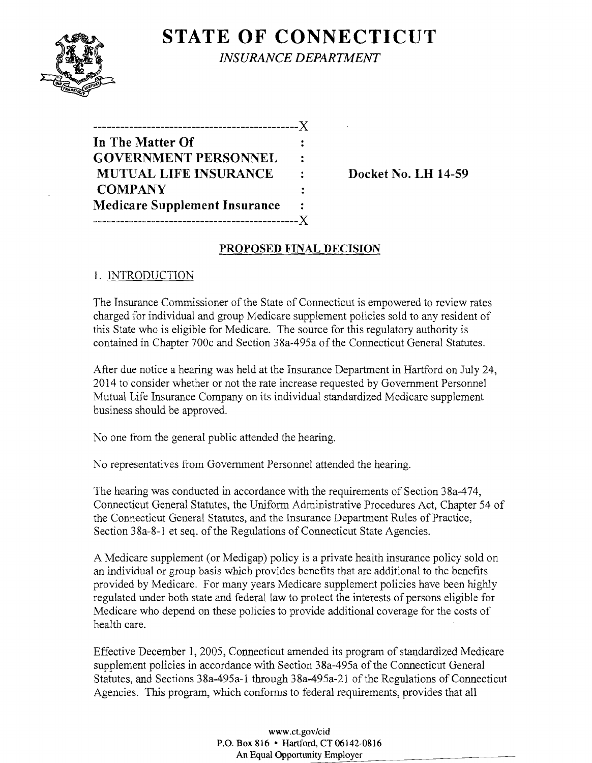# STATE OF CONNECTICUT

*INSURANCE DEPARTMENT*

```
---------------------------------------------X
In The Matter Of                             :
GOVERNMENT PERSONNEL                         :
 MUTUAL LIFE INSURANCE                       :      Docket No. LH 14-59
 COMPANY                                     :
Medicare Supplement Insurance                :
---------------------------------------------X
```

**In The Matter Of GOVERNMENT PERSONNEL MUTUAL LIFE INSURANCE COMPANY Medicare Supplement Insurance**

**Docket No. LH 14-59**

## PROPOSED FINAL DECISION

### 1. INTRODUCTION

The Insurance Commissioner of the State of Connecticut is empowered to review rates charged for individual and group Medicare supplement policies sold to any resident of this State who is eligible for Medicare. The source for this regulatory authority is contained in Chapter 700c and Section 38a-495a of the Connecticut General Statutes.

After due notice a hearing was held at the Insurance Department in Hartford on July 24, 2014 to consider whether or not the rate increase requested by Government Personnel Mutual Life Insurance Company on its individual standardized Medicare supplement business should be approved.

No one from the general public attended the hearing.

No representatives from Government Personnel attended the hearing.

The hearing was conducted in accordance with the requirements of Section 38a-474, Connecticut General Statutes, the Uniform Administrative Procedures Act, Chapter 54 of the Connecticut General Statutes, and the Insurance Department Rules of Practice, Section 38a-8-1 et seq. of the Regulations of Connecticut State Agencies.

A Medicare supplement (or Medigap) policy is a private health insurance policy sold on an individual or group basis which provides benefits that are additional to the benefits provided by Medicare. For many years Medicare supplement policies have been highly regulated under both state and federal law to protect the interests of persons eligible for Medicare who depend on these policies to provide additional coverage for the costs of health care.

Effective December 1, 2005, Connecticut amended its program of standardized Medicare supplement policies in accordance with Section 38a-495a of the Connecticut General Statutes, and Sections 38a-495a-1 through 38a-495a-21 of the Regulations of Connecticut Agencies. This program, which conforms to federal requirements, provides that all

www.ct.gov/cid
P.O. Box 816 • Hartford, CT 06142-0816
An Equal Opportunity Employer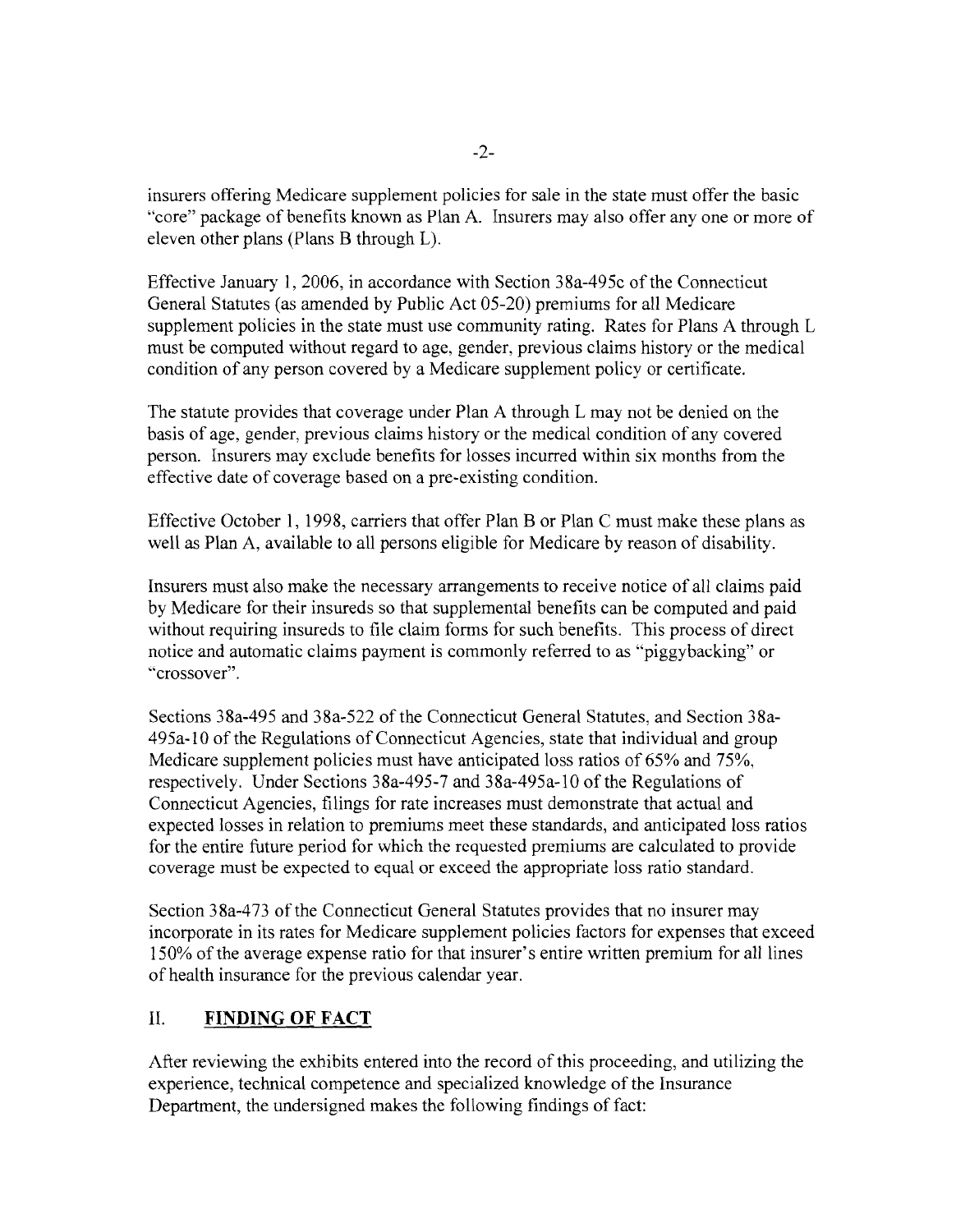insurers offering Medicare supplement policies for sale in the state must offer the basic "core" package of benefits known as Plan A. Insurers may also offer any one or more of eleven other plans (Plans B through L).

Effective January 1, 2006, in accordance with Section 38a-495c of the Connecticut General Statutes (as amended by Public Act 05-20) premiums for all Medicare supplement policies in the state must use community rating. Rates for Plans A through L must be computed without regard to age, gender, previous claims history or the medical condition of any person covered by a Medicare supplement policy or certificate.

The statute provides that coverage under Plan A through L may not be denied on the basis of age, gender, previous claims history or the medical condition of any covered person. Insurers may exclude benefits for losses incurred within six months from the effective date of coverage based on a pre-existing condition.

Effective October 1, 1998, carriers that offer Plan B or Plan C must make these plans as well as Plan A, available to all persons eligible for Medicare by reason of disability.

Insurers must also make the necessary arrangements to receive notice of all claims paid by Medicare for their insureds so that supplemental benefits can be computed and paid without requiring insureds to file claim forms for such benefits. This process of direct notice and automatic claims payment is commonly referred to as "piggybacking" or "crossover".

Sections 38a-495 and 38a-522 of the Connecticut General Statutes, and Section 38a-495a-10 of the Regulations of Connecticut Agencies, state that individual and group Medicare supplement policies must have anticipated loss ratios of 65% and 75%, respectively. Under Sections 38a-495-7 and 38a-495a-10 of the Regulations of Connecticut Agencies, filings for rate increases must demonstrate that actual and expected losses in relation to premiums meet these standards, and anticipated loss ratios for the entire future period for which the requested premiums are calculated to provide coverage must be expected to equal or exceed the appropriate loss ratio standard.

Section 38a-473 of the Connecticut General Statutes provides that no insurer may incorporate in its rates for Medicare supplement policies factors for expenses that exceed 150% of the average expense ratio for that insurer's entire written premium for all lines of health insurance for the previous calendar year.

## II. FINDING OF FACT

After reviewing the exhibits entered into the record of this proceeding, and utilizing the experience, technical competence and specialized knowledge of the Insurance Department, the undersigned makes the following findings of fact: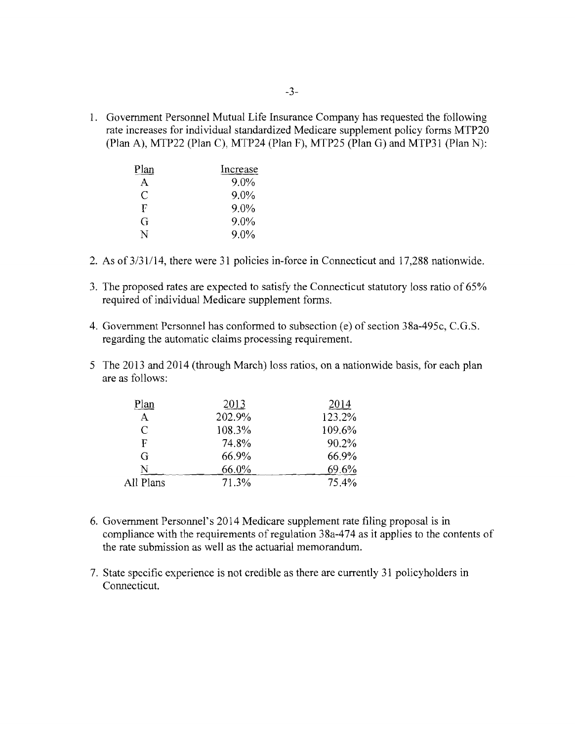1. Government Personnel Mutual Life Insurance Company has requested the following rate increases for individual standardized Medicare supplement policy forms MTP20 (Plan A), MTP22 (Plan C), MTP24 (Plan F), MTP25 (Plan G) and MTP31 (Plan N):

| Plan | Increase |
|---|---|
| A | 9.0% |
| C | 9.0% |
| F | 9.0% |
| G | 9.0% |
| N | 9.0% |

2. As of 3/31/14, there were 31 policies in-force in Connecticut and 17,288 nationwide.

3. The proposed rates are expected to satisfy the Connecticut statutory loss ratio of 65% required of individual Medicare supplement forms.

4. Government Personnel has conformed to subsection (e) of section 38a-495c, C.G.S. regarding the automatic claims processing requirement.

5. The 2013 and 2014 (through March) loss ratios, on a nationwide basis, for each plan are as follows:

| Plan | 2013 | 2014 |
|---|---|---|
| A | 202.9% | 123.2% |
| C | 108.3% | 109.6% |
| F | 74.8% | 90.2% |
| G | 66.9% | 66.9% |
| N | 66.0% | 69.6% |
| All Plans | 71.3% | 75.4% |

6. Government Personnel's 2014 Medicare supplement rate filing proposal is in compliance with the requirements of regulation 38a-474 as it applies to the contents of the rate submission as well as the actuarial memorandum.

7. State specific experience is not credible as there are currently 31 policyholders in Connecticut.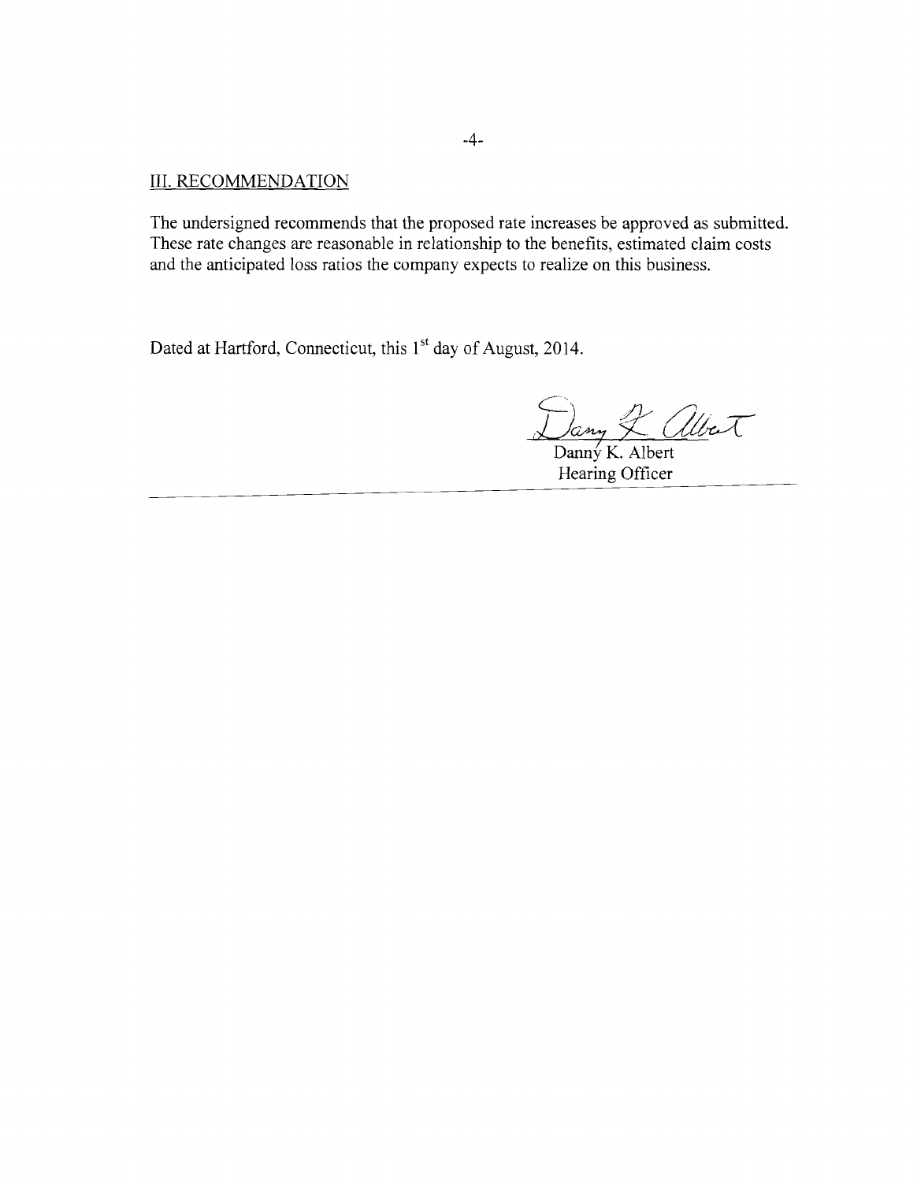## III. RECOMMENDATION

The undersigned recommends that the proposed rate increases be approved as submitted. These rate changes are reasonable in relationship to the benefits, estimated claim costs and the anticipated loss ratios the company expects to realize on this business.

Dated at Hartford, Connecticut, this 1st day of August, 2014.

Danny K. Albert
Hearing Officer